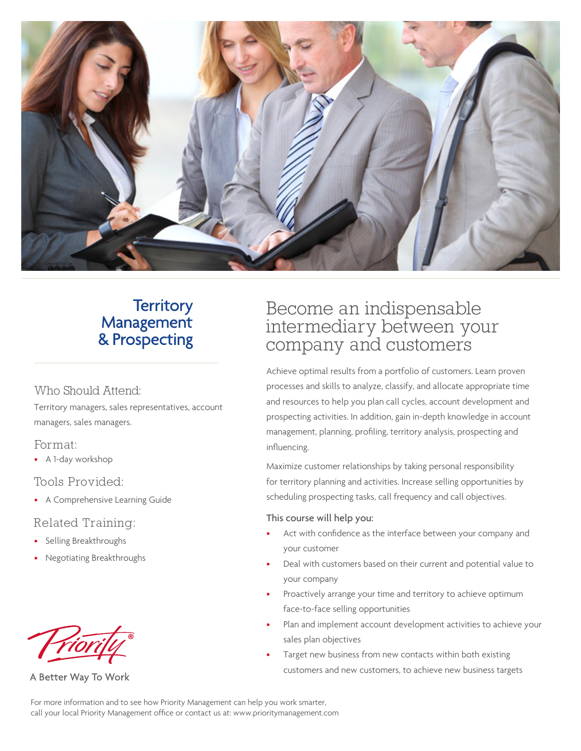# Territory Management & Prospecting

## Who Should Attend:

Territory managers, sales representatives, account managers, sales managers.

## Format:

- A 1-day workshop

## Tools Provided:

- A Comprehensive Learning Guide

## Related Training:

- Selling Breakthroughs
- Negotiating Breakthroughs

Priority®

A Better Way To Work

## Become an indispensable intermediary between your company and customers

Achieve optimal results from a portfolio of customers. Learn proven processes and skills to analyze, classify, and allocate appropriate time and resources to help you plan call cycles, account development and prospecting activities. In addition, gain in-depth knowledge in account management, planning, profiling, territory analysis, prospecting and influencing.

Maximize customer relationships by taking personal responsibility for territory planning and activities. Increase selling opportunities by scheduling prospecting tasks, call frequency and call objectives.

### This course will help you:

- Act with confidence as the interface between your company and your customer
- Deal with customers based on their current and potential value to your company
- Proactively arrange your time and territory to achieve optimum face-to-face selling opportunities
- Plan and implement account development activities to achieve your sales plan objectives
- Target new business from new contacts within both existing customers and new customers, to achieve new business targets

For more information and to see how Priority Management can help you work smarter, call your local Priority Management office or contact us at: www.prioritymanagement.com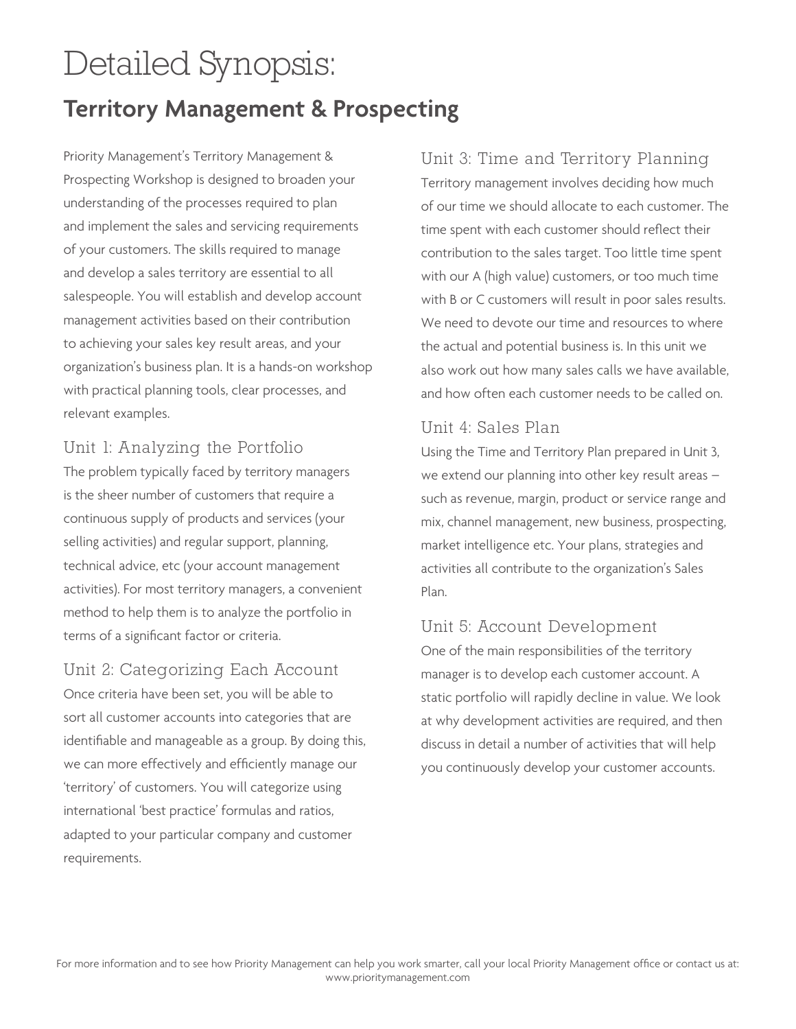# Detailed Synopsis:

## Territory Management & Prospecting

Priority Management's Territory Management & Prospecting Workshop is designed to broaden your understanding of the processes required to plan and implement the sales and servicing requirements of your customers. The skills required to manage and develop a sales territory are essential to all salespeople. You will establish and develop account management activities based on their contribution to achieving your sales key result areas, and your organization's business plan. It is a hands-on workshop with practical planning tools, clear processes, and relevant examples.

### Unit 1: Analyzing the Portfolio

The problem typically faced by territory managers is the sheer number of customers that require a continuous supply of products and services (your selling activities) and regular support, planning, technical advice, etc (your account management activities). For most territory managers, a convenient method to help them is to analyze the portfolio in terms of a significant factor or criteria.

### Unit 2: Categorizing Each Account

Once criteria have been set, you will be able to sort all customer accounts into categories that are identifiable and manageable as a group. By doing this, we can more effectively and efficiently manage our 'territory' of customers. You will categorize using international 'best practice' formulas and ratios, adapted to your particular company and customer requirements.

### Unit 3: Time and Territory Planning

Territory management involves deciding how much of our time we should allocate to each customer. The time spent with each customer should reflect their contribution to the sales target. Too little time spent with our A (high value) customers, or too much time with B or C customers will result in poor sales results. We need to devote our time and resources to where the actual and potential business is. In this unit we also work out how many sales calls we have available, and how often each customer needs to be called on.

### Unit 4: Sales Plan

Using the Time and Territory Plan prepared in Unit 3, we extend our planning into other key result areas – such as revenue, margin, product or service range and mix, channel management, new business, prospecting, market intelligence etc. Your plans, strategies and activities all contribute to the organization's Sales Plan.

### Unit 5: Account Development

One of the main responsibilities of the territory manager is to develop each customer account. A static portfolio will rapidly decline in value. We look at why development activities are required, and then discuss in detail a number of activities that will help you continuously develop your customer accounts.

For more information and to see how Priority Management can help you work smarter, call your local Priority Management office or contact us at: www.prioritymanagement.com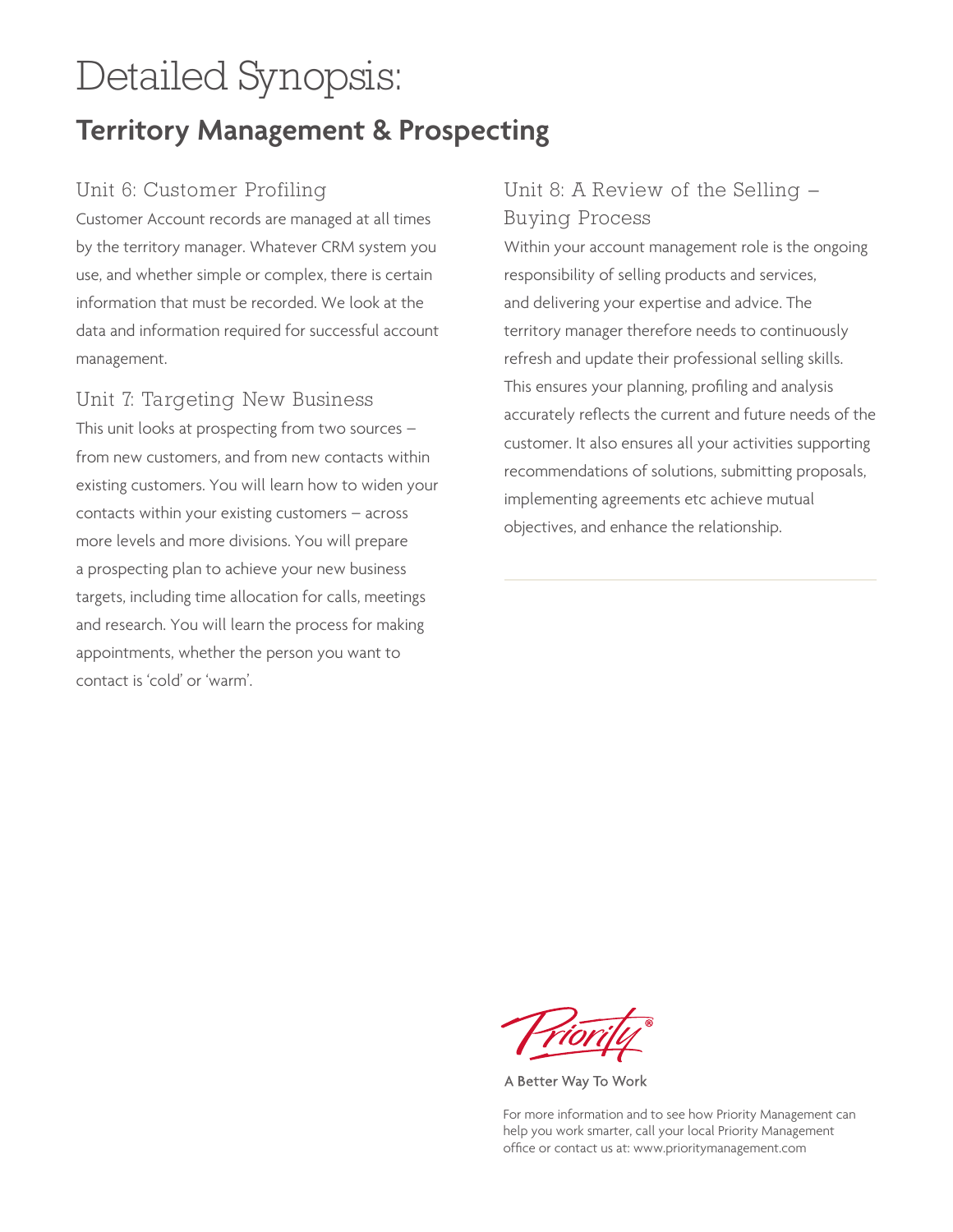# Detailed Synopsis:

## Territory Management & Prospecting

### Unit 6: Customer Profiling

Customer Account records are managed at all times by the territory manager. Whatever CRM system you use, and whether simple or complex, there is certain information that must be recorded. We look at the data and information required for successful account management.

### Unit 7: Targeting New Business

This unit looks at prospecting from two sources – from new customers, and from new contacts within existing customers. You will learn how to widen your contacts within your existing customers – across more levels and more divisions. You will prepare a prospecting plan to achieve your new business targets, including time allocation for calls, meetings and research. You will learn the process for making appointments, whether the person you want to contact is 'cold' or 'warm'.

### Unit 8: A Review of the Selling – Buying Process

Within your account management role is the ongoing responsibility of selling products and services, and delivering your expertise and advice. The territory manager therefore needs to continuously refresh and update their professional selling skills. This ensures your planning, profiling and analysis accurately reflects the current and future needs of the customer. It also ensures all your activities supporting recommendations of solutions, submitting proposals, implementing agreements etc achieve mutual objectives, and enhance the relationship.

Priority®

A Better Way To Work

For more information and to see how Priority Management can help you work smarter, call your local Priority Management office or contact us at: www.prioritymanagement.com